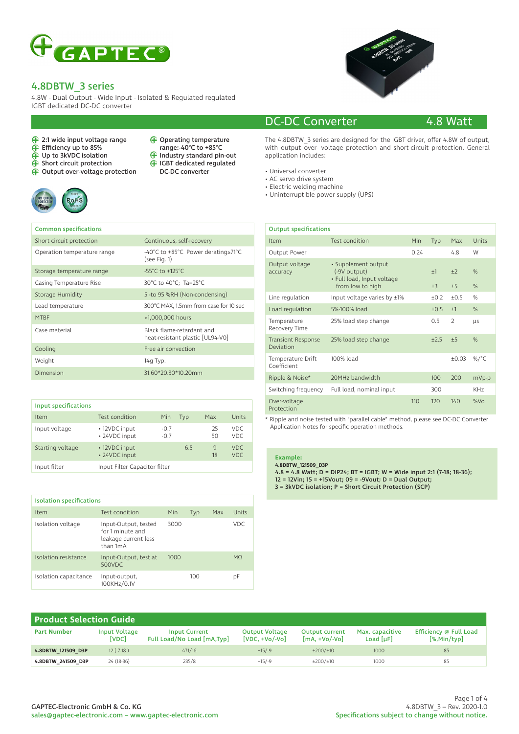# 4.8DBTW_3 series

4.8W - Dual Output - Wide Input - Isolated & Regulated regulated IGBT dedicated DC-DC converter

## DC-DC Converter 4.8 Watt

- 2:1 wide input voltage range
- Efficiency up to 85%
- Up to 3kVDC isolation
- Short circuit protection
- Output over-voltage protection
- Operating temperature range:-40°C to +85°C
- Industry standard pin-out
- IGBT dedicated regulated DC-DC converter

The 4.8DBTW_3 series are designed for the IGBT driver, offer 4.8W of output, with output over- voltage protection and short-circuit protection. General application includes:

- Universal converter
- AC servo drive system
- Electric welding machine
- Uninterruptible power supply (UPS)

| Common specifications | |
|---|---|
| Short circuit protection | Continuous, self-recovery |
| Operation temperature range | -40°C to +85°C Power derating≥71°C (see Fig. 1) |
| Storage temperature range | -55°C to +125°C |
| Casing Temperature Rise | 30°C to 40°C; Ta=25°C |
| Storage Humidity | 5 -to 95 %RH (Non-condensing) |
| Lead temperature | 300°C MAX, 1.5mm from case for 10 sec |
| MTBF | >1,000,000 hours |
| Case material | Black flame-retardant and heat-resistant plastic [UL94-V0] |
| Cooling | Free air convection |
| Weight | 14g Typ. |
| Dimension | 31.60*20.30*10.20mm |

| Input specifications | | | | | |
|---|---|---|---|---|---|
| Item | Test condition | Min | Typ | Max | Units |
| Input voltage | • 12VDC input<br>• 24VDC input | -0.7<br>-0.7 | | 25<br>50 | VDC<br>VDC |
| Starting voltage | • 12VDC input<br>• 24VDC input | | 6.5 | 9<br>18 | VDC<br>VDC |
| Input filter | Input Filter Capacitor filter | | | | |

| Isolation specifications | | | | | |
|---|---|---|---|---|---|
| Item | Test condition | Min | Typ | Max | Units |
| Isolation voltage | Input-Output, tested for 1 minute and leakage current less than 1mA | 3000 | | | VDC |
| Isolation resistance | Input-Output, test at 500VDC | 1000 | | | MΩ |
| Isolation capacitance | Input-output, 100KHz/0.1V | | 100 | | pF |

| Output specifications | | | | | |
|---|---|---|---|---|---|
| Item | Test condition | Min | Typ | Max | Units |
| Output Power | | 0.24 | | 4.8 | W |
| Output voltage accuracy | • Supplement output (-9V output)<br>• Full load, Input voltage from low to high | | ±1<br>±3 | ±2<br>±5 | %<br>% |
| Line regulation | Input voltage varies by ±1% | | ±0.2 | ±0.5 | % |
| Load regulation | 5%-100% load | | ±0.5 | ±1 | % |
| Temperature Recovery Time | 25% load step change | | 0.5 | 2 | µs |
| Transient Response Deviation | 25% load step change | | ±2.5 | ±5 | % |
| Temperature Drift Coefficient | 100% load | | | ±0.03 | %/°C |
| Ripple & Noise* | 20MHz bandwidth | | 100 | 200 | mVp-p |
| Switching frequency | Full load, nominal input | | 300 | | KHz |
| Over-voltage Protection | | 110 | 120 | 140 | %Vo |

\* Ripple and noise tested with "parallel cable" method, please see DC-DC Converter Application Notes for specific operation methods.

**Example:**
**4.8DBTW_121509_D3P**
**4.8 = 4.8 Watt; D = DIP24; BT = IGBT; W = Wide input 2:1 (7-18; 18-36);**
**12 = 12Vin; 15 = +15Vout; 09 = -9Vout; D = Dual Output;**
**3 = 3kVDC isolation; P = Short Circuit Protection (SCP)**

## Product Selection Guide

| Part Number | Input Voltage [VDC] | Input Current Full Load/No Load [mA,Typ] | Output Voltage [VDC, +Vo/-Vo] | Output current [mA, +Vo/-Vo] | Max. capacitive Load [µF] | Efficiency @ Full Load [%,Min/typ] |
|---|---|---|---|---|---|---|
| **4.8DBTW_121509_D3P** | 12 ( 7-18 ) | 471/16 | +15/-9 | ±200/±10 | 1000 | 85 |
| **4.8DBTW_241509_D3P** | 24 (18-36) | 235/8 | +15/-9 | ±200/±10 | 1000 | 85 |

GAPTEC-Electronic GmbH & Co. KG
sales@gaptec-electronic.com – www.gaptec-electronic.com

4.8DBTW_3 – Rev. 2020-1.0
Specifications subject to change without notice.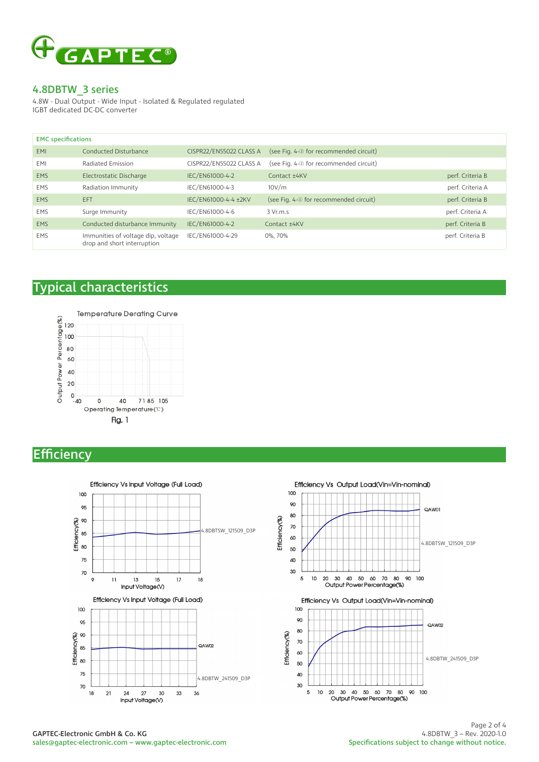## 4.8DBTW_3 series

4.8W - Dual Output - Wide Input - Isolated & Regulated regulated
IGBT dedicated DC-DC converter

| EMC specifications | | | | |
|---|---|---|---|---|
| EMI | Conducted Disturbance | CISPR22/EN55022 CLASS A | (see Fig. 4-② for recommended circuit) | |
| EMI | Radiated Emission | CISPR22/EN55022 CLASS A | (see Fig. 4-② for recommended circuit) | |
| EMS | Electrostatic Discharge | IEC/EN61000-4-2 | Contact ±4KV | perf. Criteria B |
| EMS | Radiation Immunity | IEC/EN61000-4-3 | 10V/m | perf. Criteria A |
| EMS | EFT | IEC/EN61000-4-4 ±2KV | (see Fig. 4-① for recommended circuit) | perf. Criteria B |
| EMS | Surge Immunity | IEC/EN61000-4-6 | 3 Vr.m.s | perf. Criteria A |
| EMS | Conducted disturbance Immunity | IEC/EN61000-4-2 | Contact ±4KV | perf. Criteria B |
| EMS | Immunities of voltage dip, voltage drop and short interruption | IEC/EN61000-4-29 | 0%, 70% | perf. Criteria B |

# Typical characteristics

Temperature Derating Curve

Fig. 1

# Efficiency

Efficiency Vs Input Voltage (Full Load)

Efficiency Vs Output Load(Vin=Vin-nominal)

Efficiency Vs Input Voltage (Full Load)

Efficiency Vs Output Load(Vin=Vin-nominal)

GAPTEC-Electronic GmbH & Co. KG
sales@gaptec-electronic.com – www.gaptec-electronic.com

4.8DBTW_3 – Rev. 2020-1.0
Specifications subject to change without notice.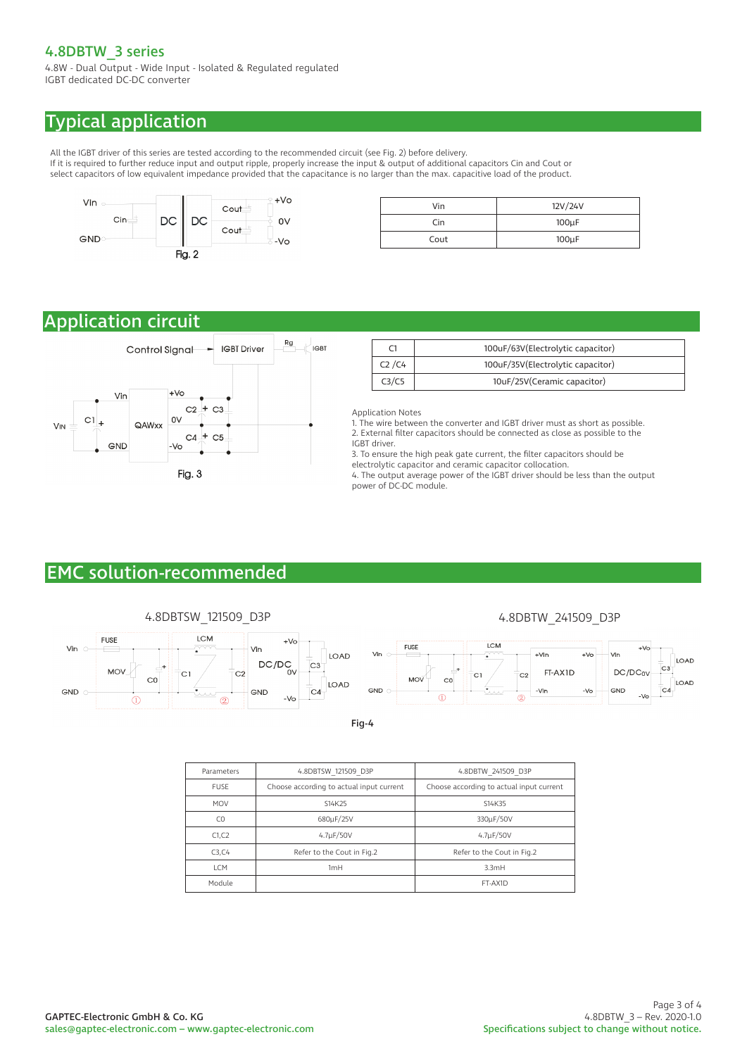# 4.8DBTW_3 series

4.8W - Dual Output - Wide Input - Isolated & Regulated regulated
IGBT dedicated DC-DC converter

## Typical application

All the IGBT driver of this series are tested according to the recommended circuit (see Fig. 2) before delivery.
If it is required to further reduce input and output ripple, properly increase the input & output of additional capacitors Cin and Cout or select capacitors of low equivalent impedance provided that the capacitance is no larger than the max. capacitive load of the product.

Fig. 2

| Vin | 12V/24V |
|---|---|
| Cin | 100µF |
| Cout | 100µF |

## Application circuit

Fig. 3

| C1 | 100uF/63V(Electrolytic capacitor) |
|---|---|
| C2 /C4 | 100uF/35V(Electrolytic capacitor) |
| C3/C5 | 10uF/25V(Ceramic capacitor) |

Application Notes

1. The wire between the converter and IGBT driver must as short as possible.
2. External filter capacitors should be connected as close as possible to the IGBT driver.
3. To ensure the high peak gate current, the filter capacitors should be electrolytic capacitor and ceramic capacitor collocation.
4. The output average power of the IGBT driver should be less than the output power of DC-DC module.

## EMC solution-recommended

4.8DBTSW_121509_D3P

4.8DBTW_241509_D3P

Fig-4

| Parameters | 4.8DBTSW_121509_D3P | 4.8DBTW_241509_D3P |
|---|---|---|
| FUSE | Choose according to actual input current | Choose according to actual input current |
| MOV | S14K25 | S14K35 |
| C0 | 680µF/25V | 330µF/50V |
| C1,C2 | 4.7µF/50V | 4.7µF/50V |
| C3,C4 | Refer to the Cout in Fig.2 | Refer to the Cout in Fig.2 |
| LCM | 1mH | 3.3mH |
| Module | | FT-AX1D |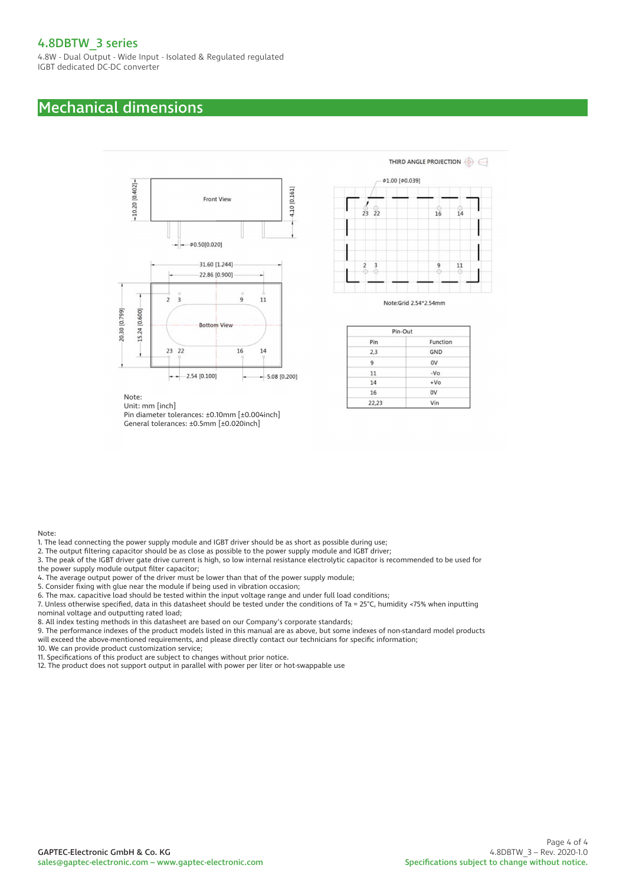## Mechanical dimensions

THIRD ANGLE PROJECTION

Front View

10.20 [0.402]

4.10 [0.161]

φ0.50[0.020]

31.60 [1.244]

22.86 [0.900]

Bottom View

20.30 [0.799]

15.24 [0.600]

2.54 [0.100]

5.08 [0.200]

φ1.00 [φ0.039]

Note:Grid 2.54*2.54mm

Note:
Unit: mm [inch]
Pin diameter tolerances: ±0.10mm [±0.004inch]
General tolerances: ±0.5mm [±0.020inch]

| Pin-Out | |
|---|---|
| Pin | Function |
| 2,3 | GND |
| 9 | 0V |
| 11 | -Vo |
| 14 | +Vo |
| 16 | 0V |
| 22,23 | Vin |

Note:
1. The lead connecting the power supply module and IGBT driver should be as short as possible during use;
2. The output filtering capacitor should be as close as possible to the power supply module and IGBT driver;
3. The peak of the IGBT driver gate drive current is high, so low internal resistance electrolytic capacitor is recommended to be used for the power supply module output filter capacitor;
4. The average output power of the driver must be lower than that of the power supply module;
5. Consider fixing with glue near the module if being used in vibration occasion;
6. The max. capacitive load should be tested within the input voltage range and under full load conditions;
7. Unless otherwise specified, data in this datasheet should be tested under the conditions of Ta = 25°C, humidity <75% when inputting nominal voltage and outputting rated load;
8. All index testing methods in this datasheet are based on our Company's corporate standards;
9. The performance indexes of the product models listed in this manual are as above, but some indexes of non-standard model products will exceed the above-mentioned requirements, and please directly contact our technicians for specific information;
10. We can provide product customization service;
11. Specifications of this product are subject to changes without prior notice.
12. The product does not support output in parallel with power per liter or hot-swappable use